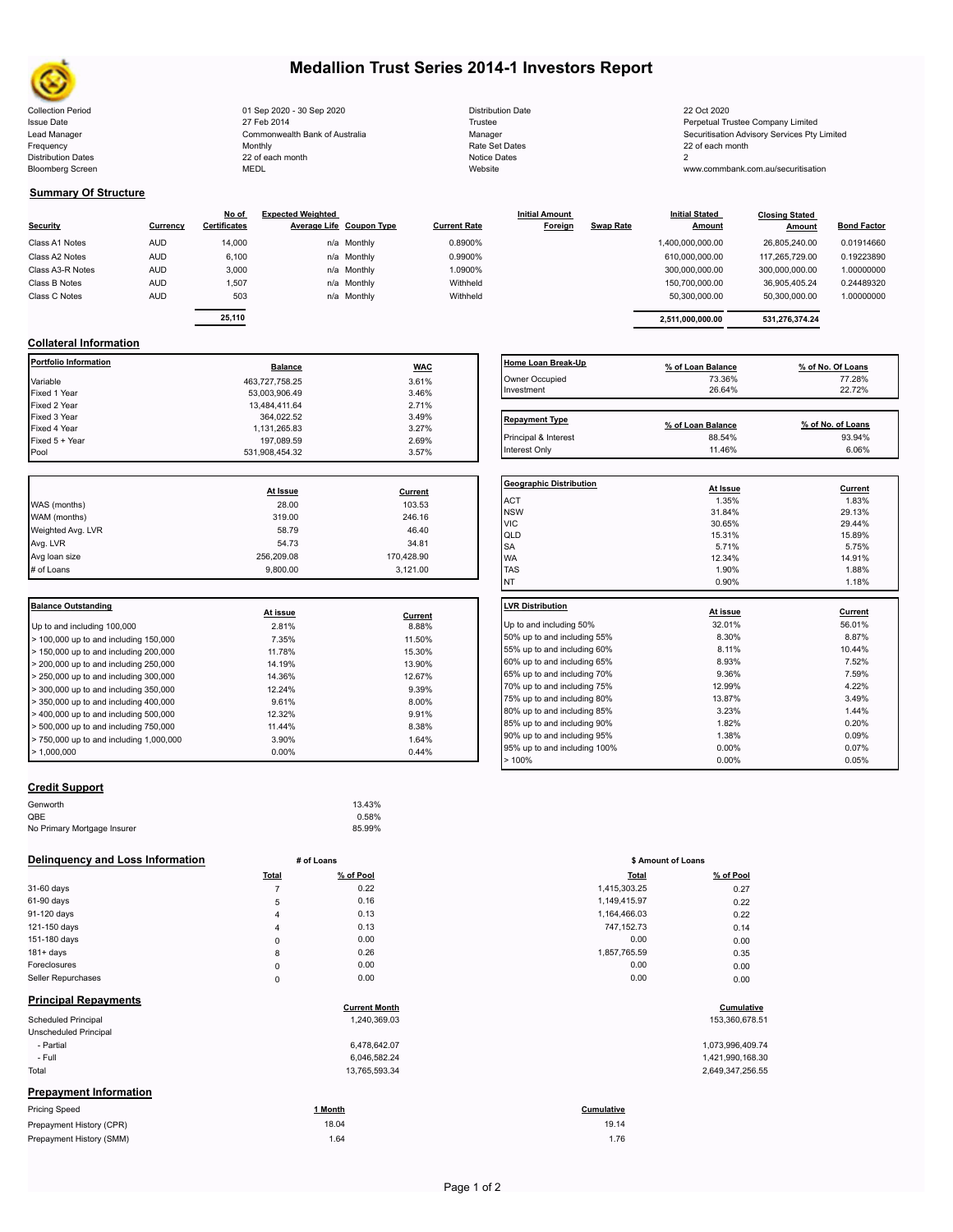# Medallion Trust Series 2014-1 Investors Report

| | | | |
|---|---|---|---|
| Collection Period | 01 Sep 2020 - 30 Sep 2020 | Distribution Date | 22 Oct 2020 |
| Issue Date | 27 Feb 2014 | Trustee | Perpetual Trustee Company Limited |
| Lead Manager | Commonwealth Bank of Australia | Manager | Securitisation Advisory Services Pty Limited |
| Frequency | Monthly | Rate Set Dates | 22 of each month |
| Distribution Dates | 22 of each month | Notice Dates | 2 |
| Bloomberg Screen | MEDL | Website | www.commbank.com.au/securitisation |

## Summary Of Structure

| Security | Currency | No of Certificates | Expected Weighted Average Life | Coupon Type | Current Rate | Initial Amount Foreign | Swap Rate | Initial Stated Amount | Closing Stated Amount | Bond Factor |
|---|---|---|---|---|---|---|---|---|---|---|
| Class A1 Notes | AUD | 14,000 | n/a | Monthly | 0.8900% | | | 1,400,000,000.00 | 26,805,240.00 | 0.01914660 |
| Class A2 Notes | AUD | 6,100 | n/a | Monthly | 0.9900% | | | 610,000,000.00 | 117,265,729.00 | 0.19223890 |
| Class A3-R Notes | AUD | 3,000 | n/a | Monthly | 1.0900% | | | 300,000,000.00 | 300,000,000.00 | 1.00000000 |
| Class B Notes | AUD | 1,507 | n/a | Monthly | Withheld | | | 150,700,000.00 | 36,905,405.24 | 0.24489320 |
| Class C Notes | AUD | 503 | n/a | Monthly | Withheld | | | 50,300,000.00 | 50,300,000.00 | 1.00000000 |
| | | 25,110 | | | | | | 2,511,000,000.00 | 531,276,374.24 | |

## Collateral Information

| Portfolio Information | Balance | WAC |
|---|---|---|
| Variable | 463,727,758.25 | 3.61% |
| Fixed 1 Year | 53,003,906.49 | 3.46% |
| Fixed 2 Year | 13,484,411.64 | 2.71% |
| Fixed 3 Year | 364,022.52 | 3.49% |
| Fixed 4 Year | 1,131,265.83 | 3.27% |
| Fixed 5 + Year | 197,089.59 | 2.69% |
| Pool | 531,908,454.32 | 3.57% |

| | At Issue | Current |
|---|---|---|
| WAS (months) | 28.00 | 103.53 |
| WAM (months) | 319.00 | 246.16 |
| Weighted Avg. LVR | 58.79 | 46.40 |
| Avg. LVR | 54.73 | 34.81 |
| Avg loan size | 256,209.08 | 170,428.90 |
| # of Loans | 9,800.00 | 3,121.00 |

| Balance Outstanding | At issue | Current |
|---|---|---|
| Up to and including 100,000 | 2.81% | 8.88% |
| > 100,000 up to and including 150,000 | 7.35% | 11.50% |
| > 150,000 up to and including 200,000 | 11.78% | 15.30% |
| > 200,000 up to and including 250,000 | 14.19% | 13.90% |
| > 250,000 up to and including 300,000 | 14.36% | 12.67% |
| > 300,000 up to and including 350,000 | 12.24% | 9.39% |
| > 350,000 up to and including 400,000 | 9.61% | 8.00% |
| > 400,000 up to and including 500,000 | 12.32% | 9.91% |
| > 500,000 up to and including 750,000 | 11.44% | 8.38% |
| > 750,000 up to and including 1,000,000 | 3.90% | 1.64% |
| > 1,000,000 | 0.00% | 0.44% |

| Home Loan Break-Up | % of Loan Balance | % of No. Of Loans |
|---|---|---|
| Owner Occupied | 73.36% | 77.28% |
| Investment | 26.64% | 22.72% |

| Repayment Type | % of Loan Balance | % of No. of Loans |
|---|---|---|
| Principal & Interest | 88.54% | 93.94% |
| Interest Only | 11.46% | 6.06% |

| Geographic Distribution | At Issue | Current |
|---|---|---|
| ACT | 1.35% | 1.83% |
| NSW | 31.84% | 29.13% |
| VIC | 30.65% | 29.44% |
| QLD | 15.31% | 15.89% |
| SA | 5.71% | 5.75% |
| WA | 12.34% | 14.91% |
| TAS | 1.90% | 1.88% |
| NT | 0.90% | 1.18% |

| LVR Distribution | At issue | Current |
|---|---|---|
| Up to and including 50% | 32.01% | 56.01% |
| 50% up to and including 55% | 8.30% | 8.87% |
| 55% up to and including 60% | 8.11% | 10.44% |
| 60% up to and including 65% | 8.93% | 7.52% |
| 65% up to and including 70% | 9.36% | 7.59% |
| 70% up to and including 75% | 12.99% | 4.22% |
| 75% up to and including 80% | 13.87% | 3.49% |
| 80% up to and including 85% | 3.23% | 1.44% |
| 85% up to and including 90% | 1.82% | 0.20% |
| 90% up to and including 95% | 1.38% | 0.09% |
| 95% up to and including 100% | 0.00% | 0.07% |
| > 100% | 0.00% | 0.05% |

## Credit Support

| | |
|---|---|
| Genworth | 13.43% |
| QBE | 0.58% |
| No Primary Mortgage Insurer | 85.99% |

## Delinquency and Loss Information

| | # of Loans Total | # of Loans % of Pool | $ Amount of Loans Total | $ Amount of Loans % of Pool |
|---|---|---|---|---|
| 31-60 days | 7 | 0.22 | 1,415,303.25 | 0.27 |
| 61-90 days | 5 | 0.16 | 1,149,415.97 | 0.22 |
| 91-120 days | 4 | 0.13 | 1,164,466.03 | 0.22 |
| 121-150 days | 4 | 0.13 | 747,152.73 | 0.14 |
| 151-180 days | 0 | 0.00 | 0.00 | 0.00 |
| 181+ days | 8 | 0.26 | 1,857,765.59 | 0.35 |
| Foreclosures | 0 | 0.00 | 0.00 | 0.00 |
| Seller Repurchases | 0 | 0.00 | 0.00 | 0.00 |

## Principal Repayments

| | Current Month | Cumulative |
|---|---|---|
| Scheduled Principal | 1,240,369.03 | 153,360,678.51 |
| Unscheduled Principal | | |
| - Partial | 6,478,642.07 | 1,073,996,409.74 |
| - Full | 6,046,582.24 | 1,421,990,168.30 |
| Total | 13,765,593.34 | 2,649,347,256.55 |

## Prepayment Information

| Pricing Speed | 1 Month | Cumulative |
|---|---|---|
| Prepayment History (CPR) | 18.04 | 19.14 |
| Prepayment History (SMM) | 1.64 | 1.76 |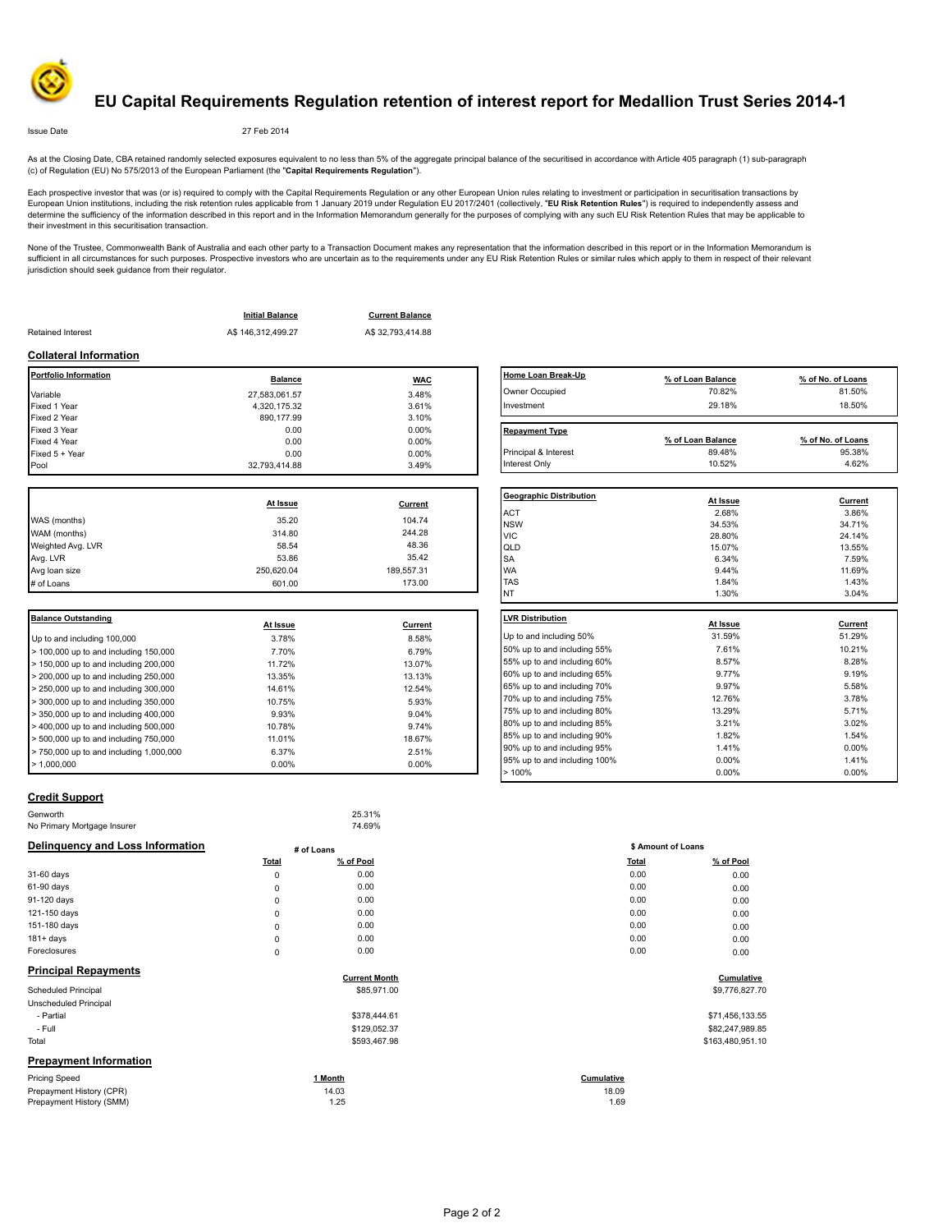# EU Capital Requirements Regulation retention of interest report for Medallion Trust Series 2014-1

Issue Date 27 Feb 2014

As at the Closing Date, CBA retained randomly selected exposures equivalent to no less than 5% of the aggregate principal balance of the securitised in accordance with Article 405 paragraph (1) sub-paragraph (c) of Regulation (EU) No 575/2013 of the European Parliament (the "**Capital Requirements Regulation**").

Each prospective investor that was (or is) required to comply with the Capital Requirements Regulation or any other European Union rules relating to investment or participation in securitisation transactions by European Union institutions, including the risk retention rules applicable from 1 January 2019 under Regulation EU 2017/2401 (collectively, "**EU Risk Retention Rules**") is required to independently assess and determine the sufficiency of the information described in this report and in the Information Memorandum generally for the purposes of complying with any such EU Risk Retention Rules that may be applicable to their investment in this securitisation transaction.

None of the Trustee, Commonwealth Bank of Australia and each other party to a Transaction Document makes any representation that the information described in this report or in the Information Memorandum is sufficient in all circumstances for such purposes. Prospective investors who are uncertain as to the requirements under any EU Risk Retention Rules or similar rules which apply to them in respect of their relevant jurisdiction should seek guidance from their regulator.

| | Initial Balance | Current Balance |
|---|---|---|
| Retained Interest | A$ 146,312,499.27 | A$ 32,793,414.88 |

## Collateral Information

| Portfolio Information | Balance | WAC |
|---|---|---|
| Variable | 27,583,061.57 | 3.48% |
| Fixed 1 Year | 4,320,175.32 | 3.61% |
| Fixed 2 Year | 890,177.99 | 3.10% |
| Fixed 3 Year | 0.00 | 0.00% |
| Fixed 4 Year | 0.00 | 0.00% |
| Fixed 5 + Year | 0.00 | 0.00% |
| Pool | 32,793,414.88 | 3.49% |

| | At Issue | Current |
|---|---|---|
| WAS (months) | 35.20 | 104.74 |
| WAM (months) | 314.80 | 244.28 |
| Weighted Avg. LVR | 58.54 | 48.36 |
| Avg. LVR | 53.86 | 35.42 |
| Avg loan size | 250,620.04 | 189,557.31 |
| # of Loans | 601.00 | 173.00 |

| Balance Outstanding | At Issue | Current |
|---|---|---|
| Up to and including 100,000 | 3.78% | 8.58% |
| > 100,000 up to and including 150,000 | 7.70% | 6.79% |
| > 150,000 up to and including 200,000 | 11.72% | 13.07% |
| > 200,000 up to and including 250,000 | 13.35% | 13.13% |
| > 250,000 up to and including 300,000 | 14.61% | 12.54% |
| > 300,000 up to and including 350,000 | 10.75% | 5.93% |
| > 350,000 up to and including 400,000 | 9.93% | 9.04% |
| > 400,000 up to and including 500,000 | 10.78% | 9.74% |
| > 500,000 up to and including 750,000 | 11.01% | 18.67% |
| > 750,000 up to and including 1,000,000 | 6.37% | 2.51% |
| > 1,000,000 | 0.00% | 0.00% |

| Home Loan Break-Up | % of Loan Balance | % of No. of Loans |
|---|---|---|
| Owner Occupied | 70.82% | 81.50% |
| Investment | 29.18% | 18.50% |

| Repayment Type | % of Loan Balance | % of No. of Loans |
|---|---|---|
| Principal & Interest | 89.48% | 95.38% |
| Interest Only | 10.52% | 4.62% |

| Geographic Distribution | At Issue | Current |
|---|---|---|
| ACT | 2.68% | 3.86% |
| NSW | 34.53% | 34.71% |
| VIC | 28.80% | 24.14% |
| QLD | 15.07% | 13.55% |
| SA | 6.34% | 7.59% |
| WA | 9.44% | 11.69% |
| TAS | 1.84% | 1.43% |
| NT | 1.30% | 3.04% |

| LVR Distribution | At Issue | Current |
|---|---|---|
| Up to and including 50% | 31.59% | 51.29% |
| 50% up to and including 55% | 7.61% | 10.21% |
| 55% up to and including 60% | 8.57% | 8.28% |
| 60% up to and including 65% | 9.77% | 9.19% |
| 65% up to and including 70% | 9.97% | 5.58% |
| 70% up to and including 75% | 12.76% | 3.78% |
| 75% up to and including 80% | 13.29% | 5.71% |
| 80% up to and including 85% | 3.21% | 3.02% |
| 85% up to and including 90% | 1.82% | 1.54% |
| 90% up to and including 95% | 1.41% | 0.00% |
| 95% up to and including 100% | 0.00% | 1.41% |
| > 100% | 0.00% | 0.00% |

## Credit Support

| | |
|---|---|
| Genworth | 25.31% |
| No Primary Mortgage Insurer | 74.69% |

## Delinquency and Loss Information

| | # of Loans Total | # of Loans % of Pool | \$ Amount of Loans Total | \$ Amount of Loans % of Pool |
|---|---|---|---|---|
| 31-60 days | 0 | 0.00 | 0.00 | 0.00 |
| 61-90 days | 0 | 0.00 | 0.00 | 0.00 |
| 91-120 days | 0 | 0.00 | 0.00 | 0.00 |
| 121-150 days | 0 | 0.00 | 0.00 | 0.00 |
| 151-180 days | 0 | 0.00 | 0.00 | 0.00 |
| 181+ days | 0 | 0.00 | 0.00 | 0.00 |
| Foreclosures | 0 | 0.00 | 0.00 | 0.00 |

## Principal Repayments

| | Current Month | Cumulative |
|---|---|---|
| Scheduled Principal | $85,971.00 | $9,776,827.70 |
| Unscheduled Principal | | |
| - Partial | $378,444.61 | $71,456,133.55 |
| - Full | $129,052.37 | $82,247,989.85 |
| Total | $593,467.98 | $163,480,951.10 |

## Prepayment Information

| Pricing Speed | 1 Month | Cumulative |
|---|---|---|
| Prepayment History (CPR) | 14.03 | 18.09 |
| Prepayment History (SMM) | 1.25 | 1.69 |